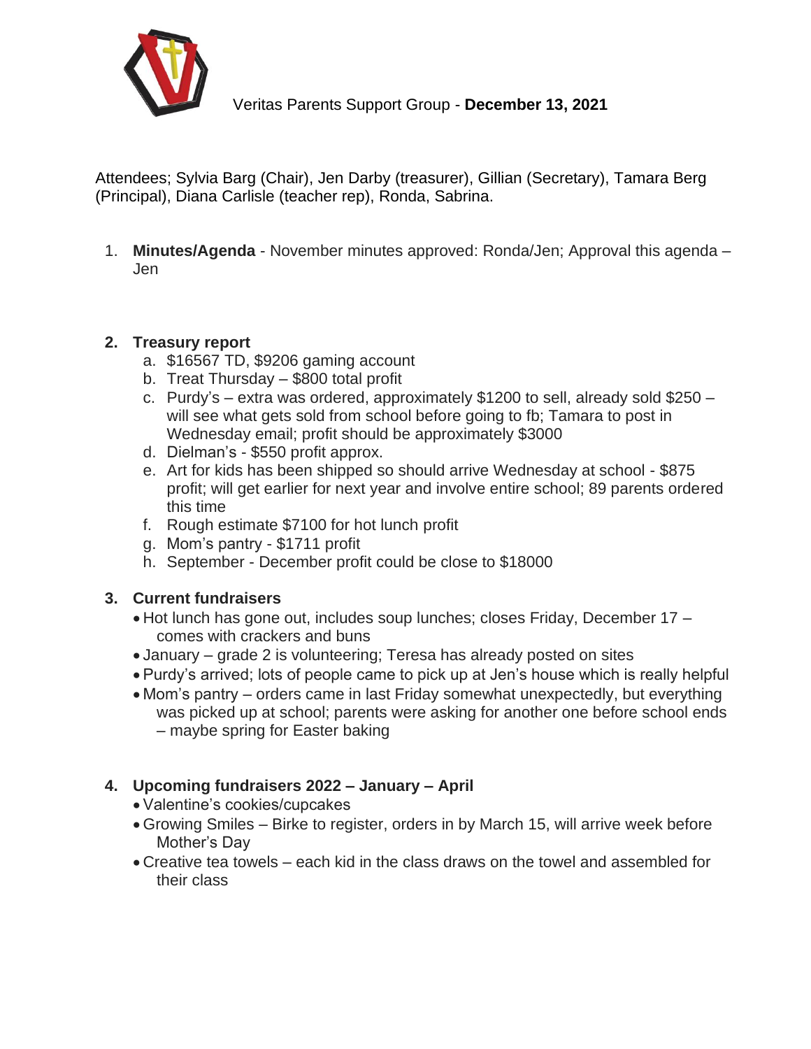Veritas Parents Support Group - **December 13, 2021**

Attendees; Sylvia Barg (Chair), Jen Darby (treasurer), Gillian (Secretary), Tamara Berg (Principal), Diana Carlisle (teacher rep), Ronda, Sabrina.

1. **Minutes/Agenda** - November minutes approved: Ronda/Jen; Approval this agenda – Jen

2. **Treasury report**
   a. $16567 TD, $9206 gaming account
   b. Treat Thursday – $800 total profit
   c. Purdy's – extra was ordered, approximately $1200 to sell, already sold $250 – will see what gets sold from school before going to fb; Tamara to post in Wednesday email; profit should be approximately $3000
   d. Dielman's - $550 profit approx.
   e. Art for kids has been shipped so should arrive Wednesday at school - $875 profit; will get earlier for next year and involve entire school; 89 parents ordered this time
   f. Rough estimate $7100 for hot lunch profit
   g. Mom's pantry - $1711 profit
   h. September - December profit could be close to $18000

3. **Current fundraisers**
   - Hot lunch has gone out, includes soup lunches; closes Friday, December 17 – comes with crackers and buns
   - January – grade 2 is volunteering; Teresa has already posted on sites
   - Purdy's arrived; lots of people came to pick up at Jen's house which is really helpful
   - Mom's pantry – orders came in last Friday somewhat unexpectedly, but everything was picked up at school; parents were asking for another one before school ends – maybe spring for Easter baking

4. **Upcoming fundraisers 2022 – January – April**
   - Valentine's cookies/cupcakes
   - Growing Smiles – Birke to register, orders in by March 15, will arrive week before Mother's Day
   - Creative tea towels – each kid in the class draws on the towel and assembled for their class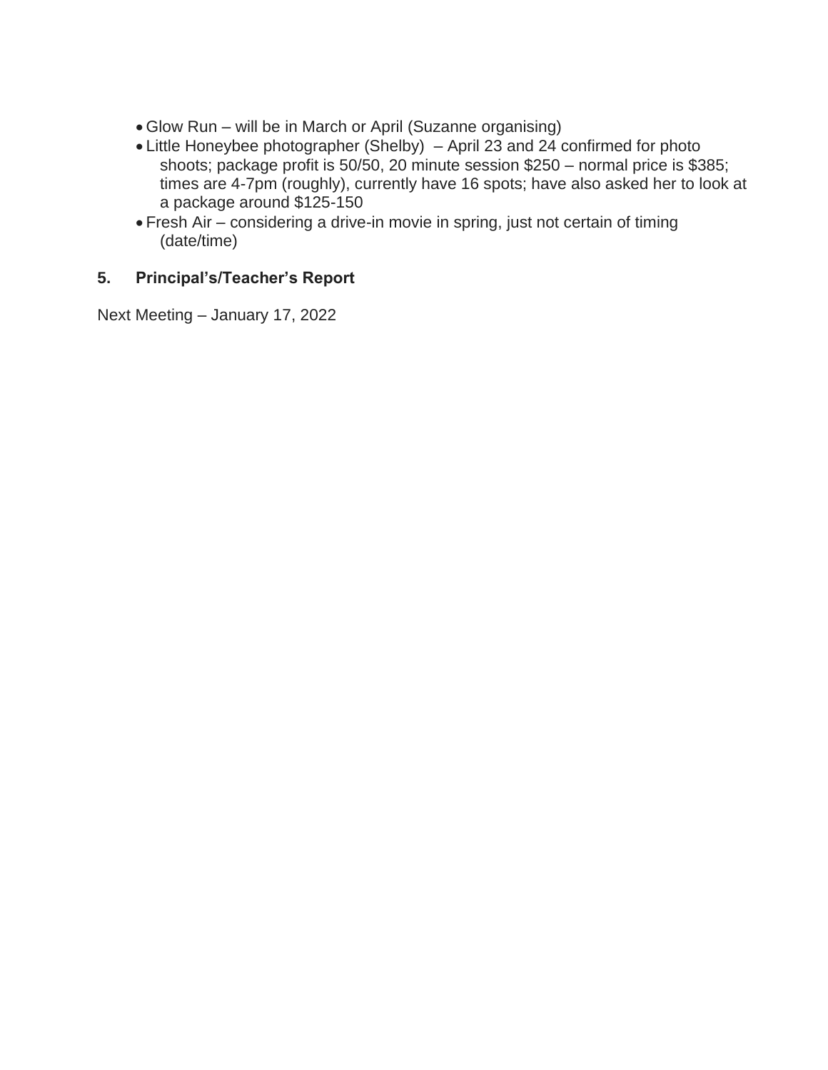- Glow Run – will be in March or April (Suzanne organising)
- Little Honeybee photographer (Shelby) – April 23 and 24 confirmed for photo shoots; package profit is 50/50, 20 minute session $250 – normal price is $385; times are 4-7pm (roughly), currently have 16 spots; have also asked her to look at a package around $125-150
- Fresh Air – considering a drive-in movie in spring, just not certain of timing (date/time)

## 5. Principal's/Teacher's Report

Next Meeting – January 17, 2022